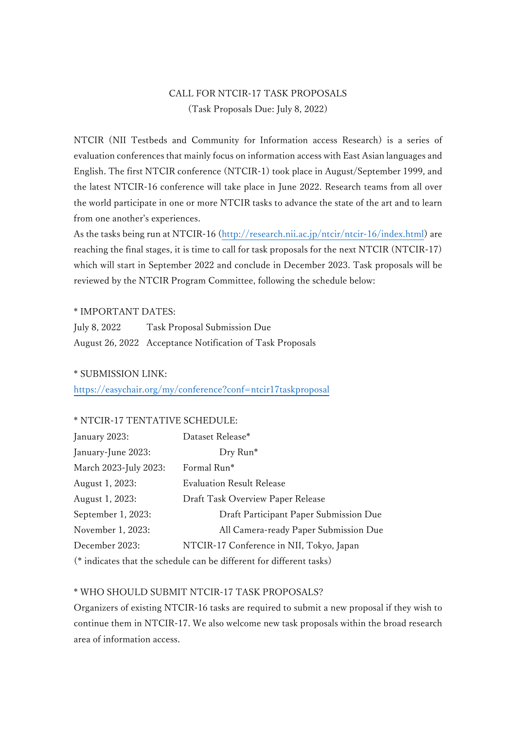# CALL FOR NTCIR-17 TASK PROPOSALS

(Task Proposals Due: July 8, 2022)

NTCIR (NII Testbeds and Community for Information access Research) is a series of evaluation conferences that mainly focus on information access with East Asian languages and English. The first NTCIR conference (NTCIR-1) took place in August/September 1999, and the latest NTCIR-16 conference will take place in June 2022. Research teams from all over the world participate in one or more NTCIR tasks to advance the state of the art and to learn from one another's experiences.

As the tasks being run at NTCIR-16 (http://research.nii.ac.jp/ntcir/ntcir-16/index.html) are reaching the final stages, it is time to call for task proposals for the next NTCIR (NTCIR-17) which will start in September 2022 and conclude in December 2023. Task proposals will be reviewed by the NTCIR Program Committee, following the schedule below:

## * IMPORTANT DATES:

| | |
|---|---|
| July 8, 2022 | Task Proposal Submission Due |
| August 26, 2022 | Acceptance Notification of Task Proposals |

## * SUBMISSION LINK:

https://easychair.org/my/conference?conf=ntcir17taskproposal

## * NTCIR-17 TENTATIVE SCHEDULE:

| | |
|---|---|
| January 2023: | Dataset Release* |
| January-June 2023: | Dry Run* |
| March 2023-July 2023: | Formal Run* |
| August 1, 2023: | Evaluation Result Release |
| August 1, 2023: | Draft Task Overview Paper Release |
| September 1, 2023: | Draft Participant Paper Submission Due |
| November 1, 2023: | All Camera-ready Paper Submission Due |
| December 2023: | NTCIR-17 Conference in NII, Tokyo, Japan |

(* indicates that the schedule can be different for different tasks)

## * WHO SHOULD SUBMIT NTCIR-17 TASK PROPOSALS?

Organizers of existing NTCIR-16 tasks are required to submit a new proposal if they wish to continue them in NTCIR-17. We also welcome new task proposals within the broad research area of information access.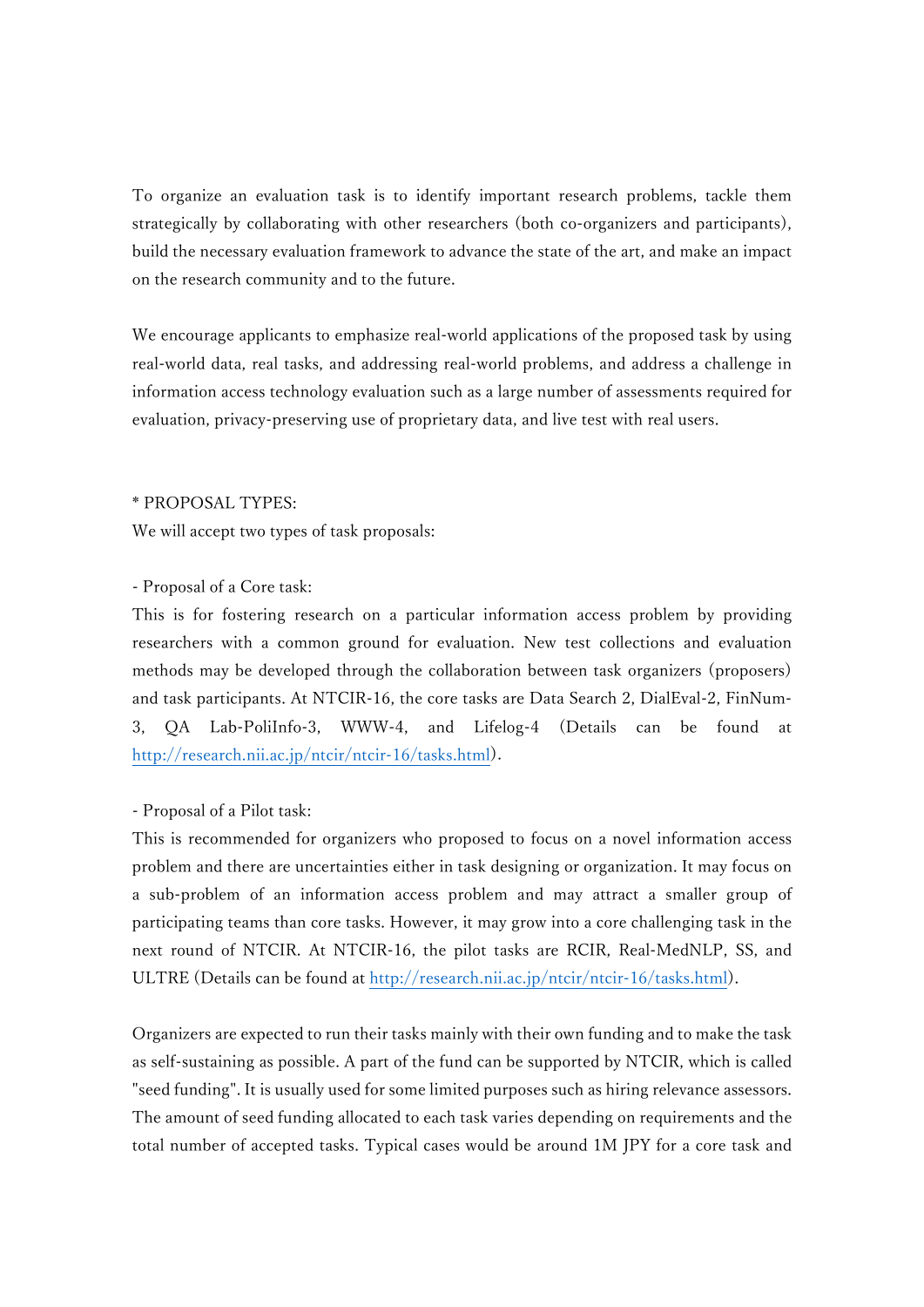To organize an evaluation task is to identify important research problems, tackle them strategically by collaborating with other researchers (both co-organizers and participants), build the necessary evaluation framework to advance the state of the art, and make an impact on the research community and to the future.

We encourage applicants to emphasize real-world applications of the proposed task by using real-world data, real tasks, and addressing real-world problems, and address a challenge in information access technology evaluation such as a large number of assessments required for evaluation, privacy-preserving use of proprietary data, and live test with real users.

* PROPOSAL TYPES:
We will accept two types of task proposals:

- Proposal of a Core task:
This is for fostering research on a particular information access problem by providing researchers with a common ground for evaluation. New test collections and evaluation methods may be developed through the collaboration between task organizers (proposers) and task participants. At NTCIR-16, the core tasks are Data Search 2, DialEval-2, FinNum-3, QA Lab-PoliInfo-3, WWW-4, and Lifelog-4 (Details can be found at http://research.nii.ac.jp/ntcir/ntcir-16/tasks.html).

- Proposal of a Pilot task:
This is recommended for organizers who proposed to focus on a novel information access problem and there are uncertainties either in task designing or organization. It may focus on a sub-problem of an information access problem and may attract a smaller group of participating teams than core tasks. However, it may grow into a core challenging task in the next round of NTCIR. At NTCIR-16, the pilot tasks are RCIR, Real-MedNLP, SS, and ULTRE (Details can be found at http://research.nii.ac.jp/ntcir/ntcir-16/tasks.html).

Organizers are expected to run their tasks mainly with their own funding and to make the task as self-sustaining as possible. A part of the fund can be supported by NTCIR, which is called "seed funding". It is usually used for some limited purposes such as hiring relevance assessors. The amount of seed funding allocated to each task varies depending on requirements and the total number of accepted tasks. Typical cases would be around 1M JPY for a core task and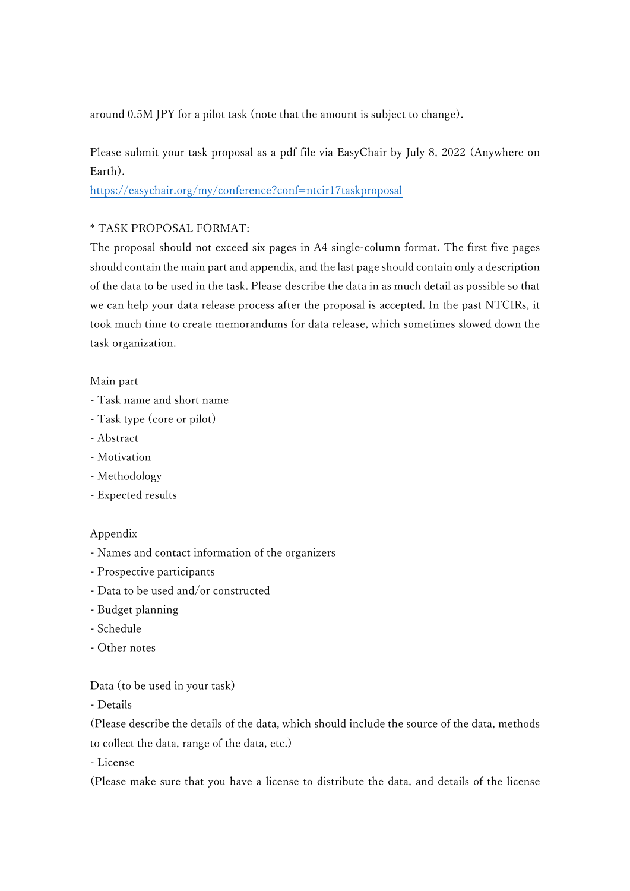around 0.5M JPY for a pilot task (note that the amount is subject to change).

Please submit your task proposal as a pdf file via EasyChair by July 8, 2022 (Anywhere on Earth).
https://easychair.org/my/conference?conf=ntcir17taskproposal

* TASK PROPOSAL FORMAT:
The proposal should not exceed six pages in A4 single-column format. The first five pages should contain the main part and appendix, and the last page should contain only a description of the data to be used in the task. Please describe the data in as much detail as possible so that we can help your data release process after the proposal is accepted. In the past NTCIRs, it took much time to create memorandums for data release, which sometimes slowed down the task organization.

Main part
- Task name and short name
- Task type (core or pilot)
- Abstract
- Motivation
- Methodology
- Expected results

Appendix
- Names and contact information of the organizers
- Prospective participants
- Data to be used and/or constructed
- Budget planning
- Schedule
- Other notes

Data (to be used in your task)
- Details
(Please describe the details of the data, which should include the source of the data, methods to collect the data, range of the data, etc.)
- License
(Please make sure that you have a license to distribute the data, and details of the license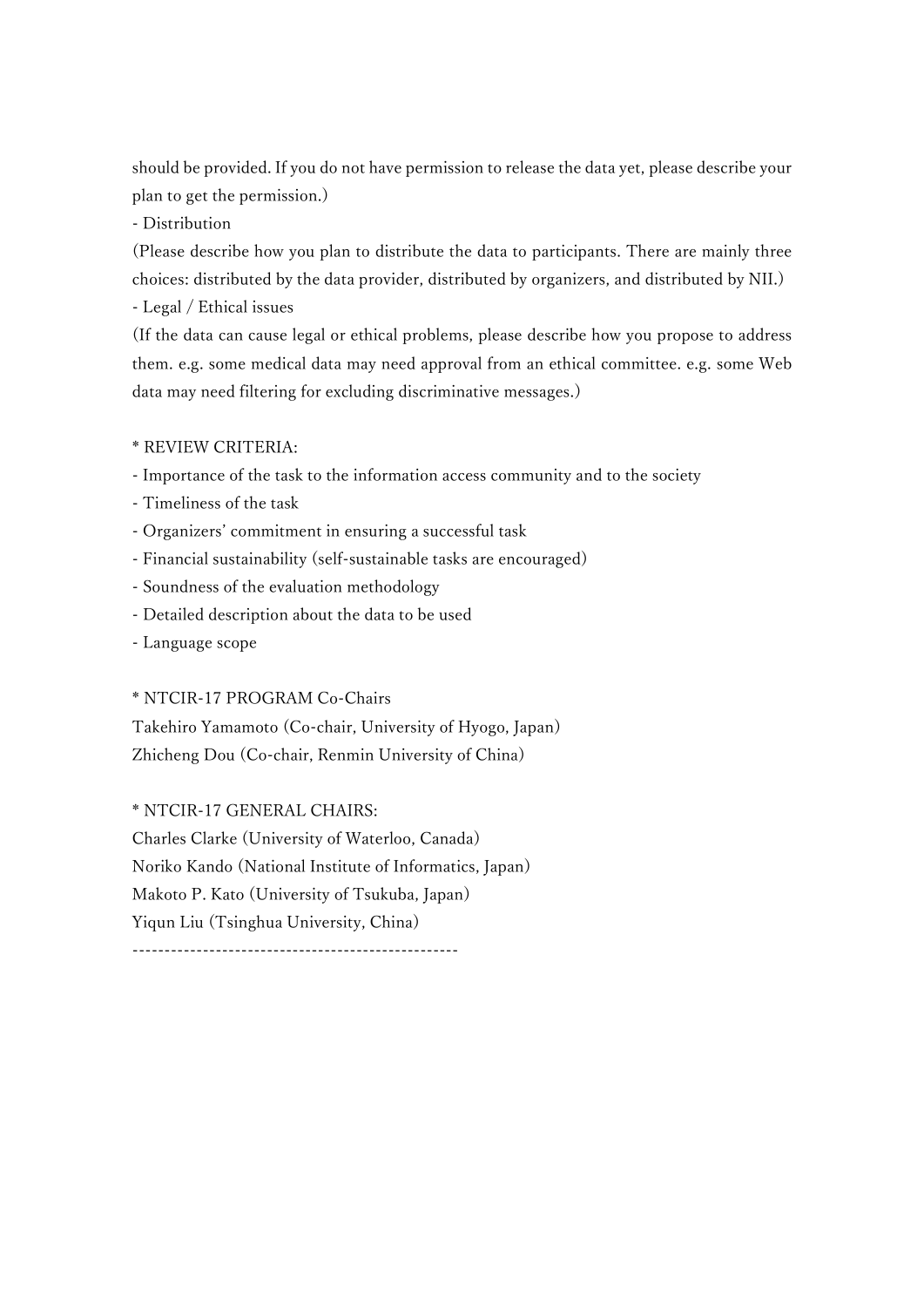should be provided. If you do not have permission to release the data yet, please describe your plan to get the permission.)

- Distribution

(Please describe how you plan to distribute the data to participants. There are mainly three choices: distributed by the data provider, distributed by organizers, and distributed by NII.)

- Legal / Ethical issues

(If the data can cause legal or ethical problems, please describe how you propose to address them. e.g. some medical data may need approval from an ethical committee. e.g. some Web data may need filtering for excluding discriminative messages.)

* REVIEW CRITERIA:
- Importance of the task to the information access community and to the society
- Timeliness of the task
- Organizers' commitment in ensuring a successful task
- Financial sustainability (self-sustainable tasks are encouraged)
- Soundness of the evaluation methodology
- Detailed description about the data to be used
- Language scope

* NTCIR-17 PROGRAM Co-Chairs

Takehiro Yamamoto (Co-chair, University of Hyogo, Japan)
Zhicheng Dou (Co-chair, Renmin University of China)

* NTCIR-17 GENERAL CHAIRS:

Charles Clarke (University of Waterloo, Canada)
Noriko Kando (National Institute of Informatics, Japan)
Makoto P. Kato (University of Tsukuba, Japan)
Yiqun Liu (Tsinghua University, China)

---------------------------------------------------